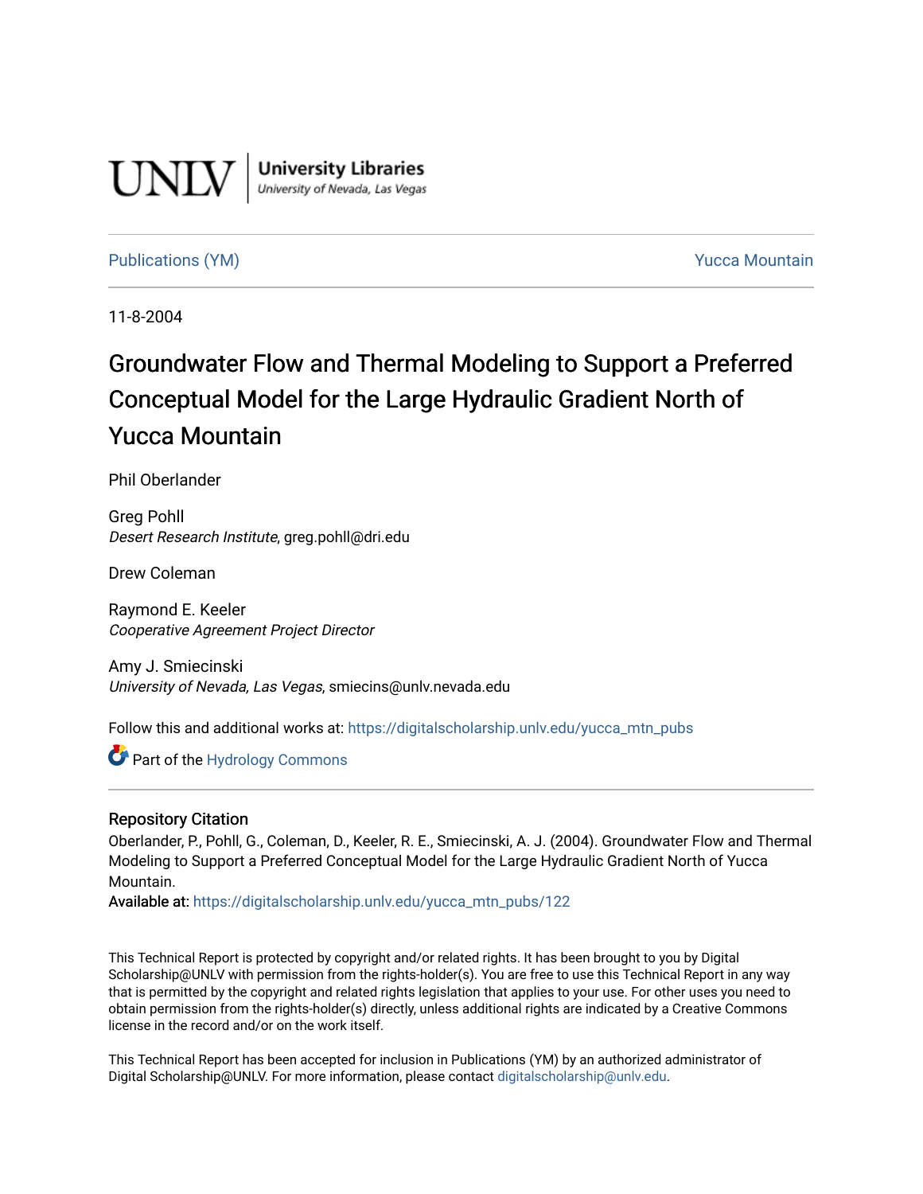UNLV | University Libraries
University of Nevada, Las Vegas

Publications (YM) | Yucca Mountain

11-8-2004

# Groundwater Flow and Thermal Modeling to Support a Preferred Conceptual Model for the Large Hydraulic Gradient North of Yucca Mountain

Phil Oberlander

Greg Pohll
*Desert Research Institute*, greg.pohll@dri.edu

Drew Coleman

Raymond E. Keeler
*Cooperative Agreement Project Director*

Amy J. Smiecinski
*University of Nevada, Las Vegas*, smiecins@unlv.nevada.edu

Follow this and additional works at: https://digitalscholarship.unlv.edu/yucca_mtn_pubs

Part of the Hydrology Commons

## Repository Citation

Oberlander, P., Pohll, G., Coleman, D., Keeler, R. E., Smiecinski, A. J. (2004). Groundwater Flow and Thermal Modeling to Support a Preferred Conceptual Model for the Large Hydraulic Gradient North of Yucca Mountain.

Available at: https://digitalscholarship.unlv.edu/yucca_mtn_pubs/122

This Technical Report is protected by copyright and/or related rights. It has been brought to you by Digital Scholarship@UNLV with permission from the rights-holder(s). You are free to use this Technical Report in any way that is permitted by the copyright and related rights legislation that applies to your use. For other uses you need to obtain permission from the rights-holder(s) directly, unless additional rights are indicated by a Creative Commons license in the record and/or on the work itself.

This Technical Report has been accepted for inclusion in Publications (YM) by an authorized administrator of Digital Scholarship@UNLV. For more information, please contact digitalscholarship@unlv.edu.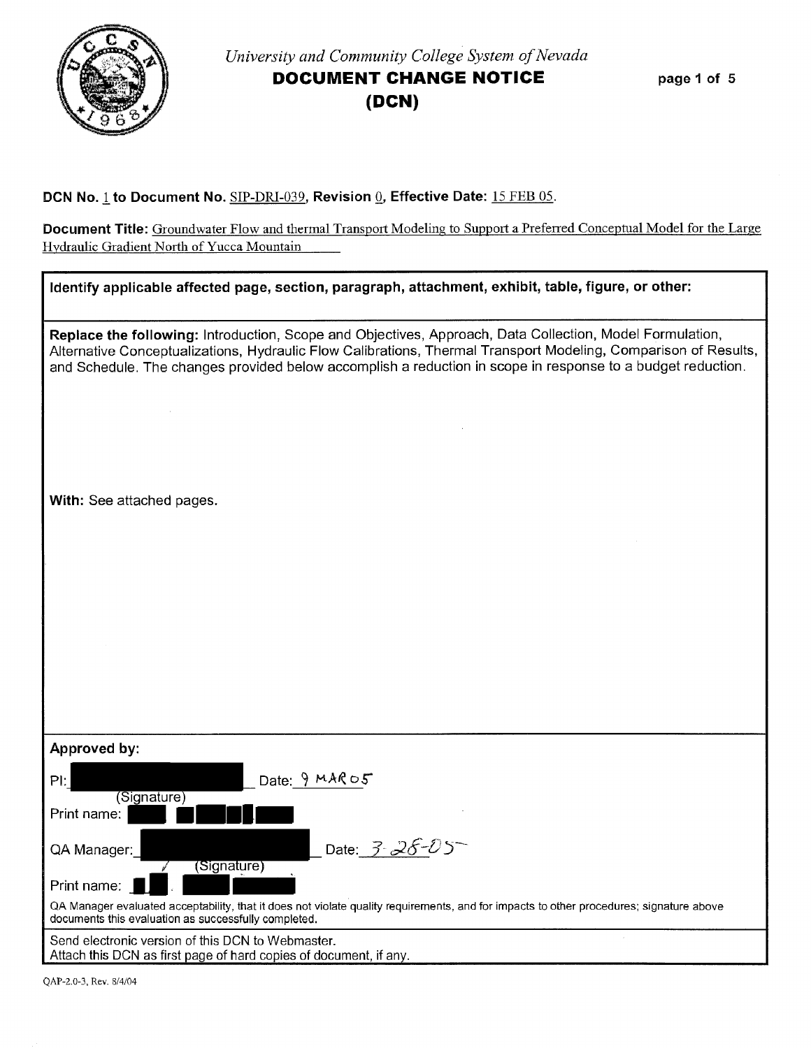*University and Community College System of Nevada*

# DOCUMENT CHANGE NOTICE (DCN)

**DCN No.** 1 **to Document No.** SIP-DRI-039, **Revision** 0, **Effective Date:** 15 FEB 05.

**Document Title:** Groundwater Flow and thermal Transport Modeling to Support a Preferred Conceptual Model for the Large Hydraulic Gradient North of Yucca Mountain

**Identify applicable affected page, section, paragraph, attachment, exhibit, table, figure, or other:**

**Replace the following:** Introduction, Scope and Objectives, Approach, Data Collection, Model Formulation, Alternative Conceptualizations, Hydraulic Flow Calibrations, Thermal Transport Modeling, Comparison of Results, and Schedule. The changes provided below accomplish a reduction in scope in response to a budget reduction.

**With:** See attached pages.

**Approved by:**

PI: ________________ Date: 9 MAR 05
(Signature)

Print name: ________________

QA Manager: ________________ Date: 3-28-05
(Signature)

Print name: ________________

QA Manager evaluated acceptability, that it does not violate quality requirements, and for impacts to other procedures; signature above documents this evaluation as successfully completed.

Send electronic version of this DCN to Webmaster.
Attach this DCN as first page of hard copies of document, if any.

QAP-2.0-3, Rev. 8/4/04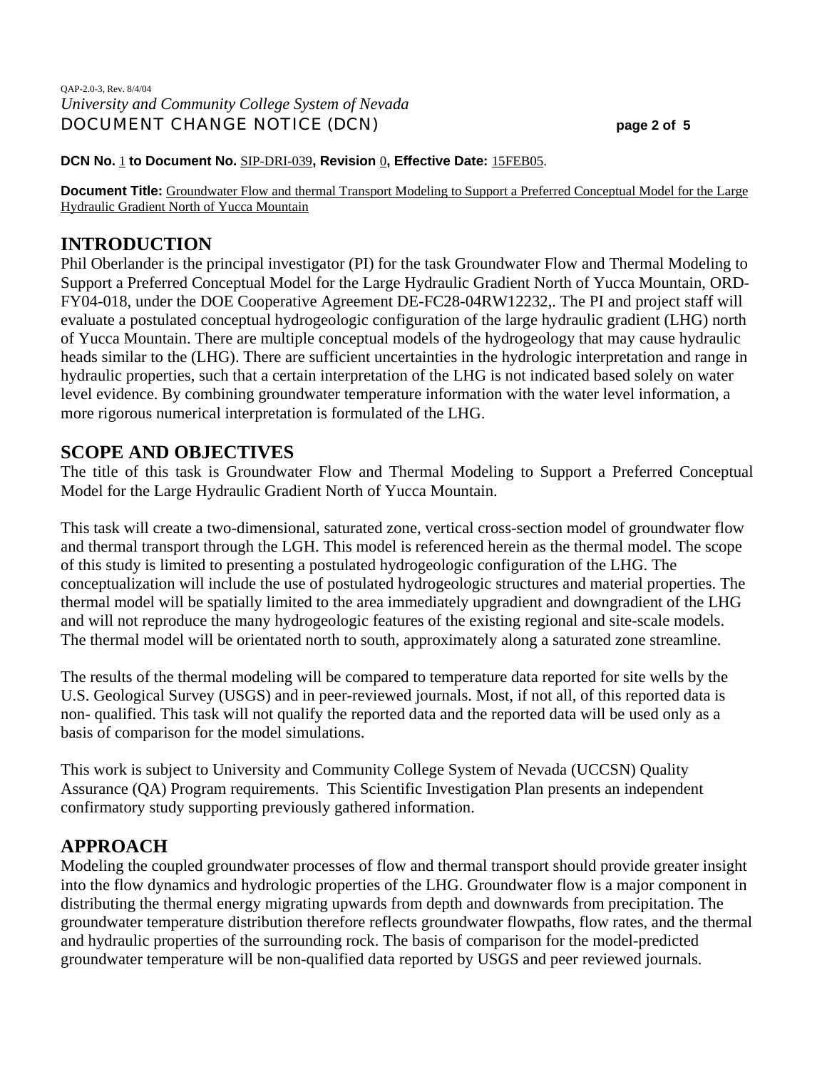QAP-2.0-3, Rev. 8/4/04

*University and Community College System of Nevada*

DOCUMENT CHANGE NOTICE (DCN)

**DCN No.** 1 **to Document No.** SIP-DRI-039**, Revision** 0**, Effective Date:** 15FEB05.

**Document Title:** Groundwater Flow and thermal Transport Modeling to Support a Preferred Conceptual Model for the Large Hydraulic Gradient North of Yucca Mountain

## INTRODUCTION

Phil Oberlander is the principal investigator (PI) for the task Groundwater Flow and Thermal Modeling to Support a Preferred Conceptual Model for the Large Hydraulic Gradient North of Yucca Mountain, ORD-FY04-018, under the DOE Cooperative Agreement DE-FC28-04RW12232,. The PI and project staff will evaluate a postulated conceptual hydrogeologic configuration of the large hydraulic gradient (LHG) north of Yucca Mountain. There are multiple conceptual models of the hydrogeology that may cause hydraulic heads similar to the (LHG). There are sufficient uncertainties in the hydrologic interpretation and range in hydraulic properties, such that a certain interpretation of the LHG is not indicated based solely on water level evidence. By combining groundwater temperature information with the water level information, a more rigorous numerical interpretation is formulated of the LHG.

## SCOPE AND OBJECTIVES

The title of this task is Groundwater Flow and Thermal Modeling to Support a Preferred Conceptual Model for the Large Hydraulic Gradient North of Yucca Mountain.

This task will create a two-dimensional, saturated zone, vertical cross-section model of groundwater flow and thermal transport through the LGH. This model is referenced herein as the thermal model. The scope of this study is limited to presenting a postulated hydrogeologic configuration of the LHG. The conceptualization will include the use of postulated hydrogeologic structures and material properties. The thermal model will be spatially limited to the area immediately upgradient and downgradient of the LHG and will not reproduce the many hydrogeologic features of the existing regional and site-scale models. The thermal model will be orientated north to south, approximately along a saturated zone streamline.

The results of the thermal modeling will be compared to temperature data reported for site wells by the U.S. Geological Survey (USGS) and in peer-reviewed journals. Most, if not all, of this reported data is non- qualified. This task will not qualify the reported data and the reported data will be used only as a basis of comparison for the model simulations.

This work is subject to University and Community College System of Nevada (UCCSN) Quality Assurance (QA) Program requirements. This Scientific Investigation Plan presents an independent confirmatory study supporting previously gathered information.

## APPROACH

Modeling the coupled groundwater processes of flow and thermal transport should provide greater insight into the flow dynamics and hydrologic properties of the LHG. Groundwater flow is a major component in distributing the thermal energy migrating upwards from depth and downwards from precipitation. The groundwater temperature distribution therefore reflects groundwater flowpaths, flow rates, and the thermal and hydraulic properties of the surrounding rock. The basis of comparison for the model-predicted groundwater temperature will be non-qualified data reported by USGS and peer reviewed journals.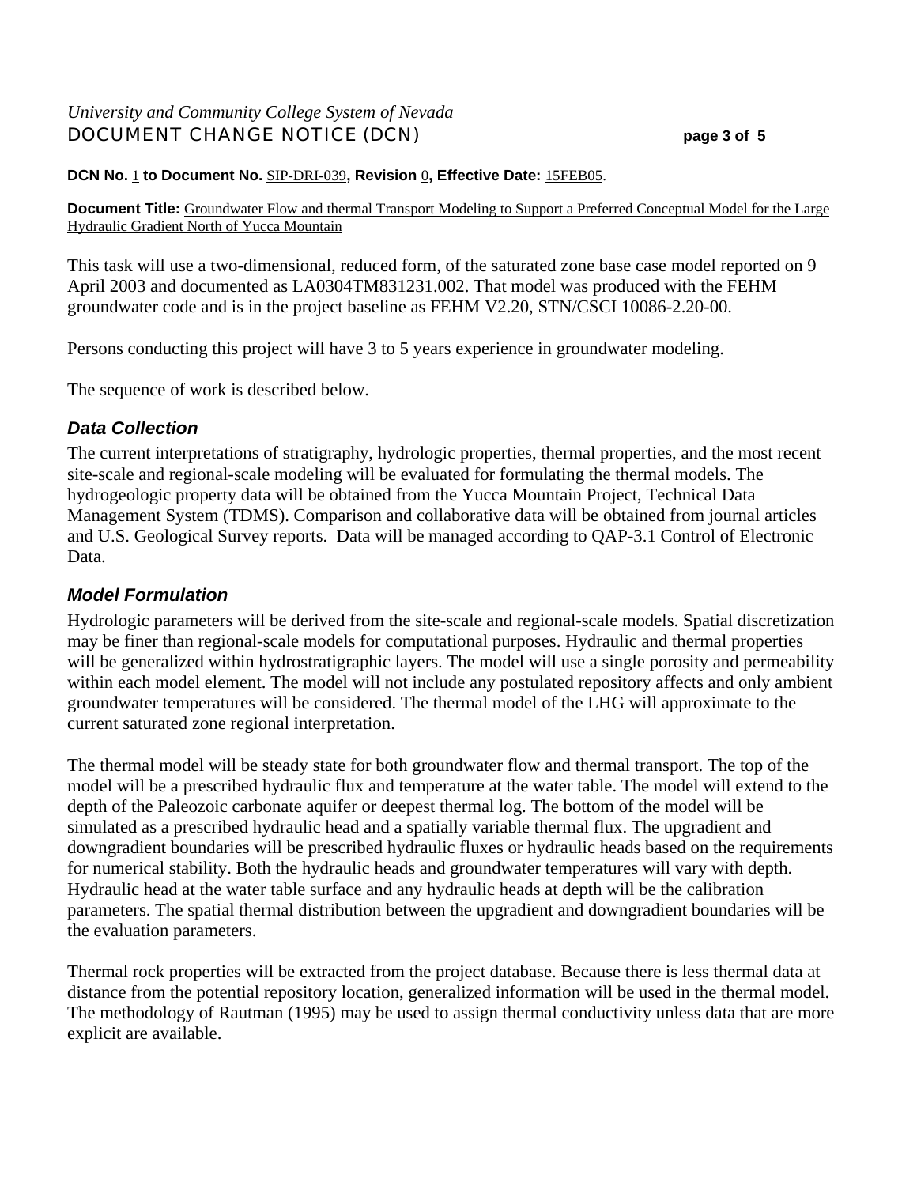*University and Community College System of Nevada*
DOCUMENT CHANGE NOTICE (DCN)

**DCN No.** 1 **to Document No.** SIP-DRI-039**, Revision** 0**, Effective Date:** 15FEB05.

**Document Title:** Groundwater Flow and thermal Transport Modeling to Support a Preferred Conceptual Model for the Large Hydraulic Gradient North of Yucca Mountain

This task will use a two-dimensional, reduced form, of the saturated zone base case model reported on 9 April 2003 and documented as LA0304TM831231.002. That model was produced with the FEHM groundwater code and is in the project baseline as FEHM V2.20, STN/CSCI 10086-2.20-00.

Persons conducting this project will have 3 to 5 years experience in groundwater modeling.

The sequence of work is described below.

### *Data Collection*

The current interpretations of stratigraphy, hydrologic properties, thermal properties, and the most recent site-scale and regional-scale modeling will be evaluated for formulating the thermal models. The hydrogeologic property data will be obtained from the Yucca Mountain Project, Technical Data Management System (TDMS). Comparison and collaborative data will be obtained from journal articles and U.S. Geological Survey reports. Data will be managed according to QAP-3.1 Control of Electronic Data.

### *Model Formulation*

Hydrologic parameters will be derived from the site-scale and regional-scale models. Spatial discretization may be finer than regional-scale models for computational purposes. Hydraulic and thermal properties will be generalized within hydrostratigraphic layers. The model will use a single porosity and permeability within each model element. The model will not include any postulated repository affects and only ambient groundwater temperatures will be considered. The thermal model of the LHG will approximate to the current saturated zone regional interpretation.

The thermal model will be steady state for both groundwater flow and thermal transport. The top of the model will be a prescribed hydraulic flux and temperature at the water table. The model will extend to the depth of the Paleozoic carbonate aquifer or deepest thermal log. The bottom of the model will be simulated as a prescribed hydraulic head and a spatially variable thermal flux. The upgradient and downgradient boundaries will be prescribed hydraulic fluxes or hydraulic heads based on the requirements for numerical stability. Both the hydraulic heads and groundwater temperatures will vary with depth. Hydraulic head at the water table surface and any hydraulic heads at depth will be the calibration parameters. The spatial thermal distribution between the upgradient and downgradient boundaries will be the evaluation parameters.

Thermal rock properties will be extracted from the project database. Because there is less thermal data at distance from the potential repository location, generalized information will be used in the thermal model. The methodology of Rautman (1995) may be used to assign thermal conductivity unless data that are more explicit are available.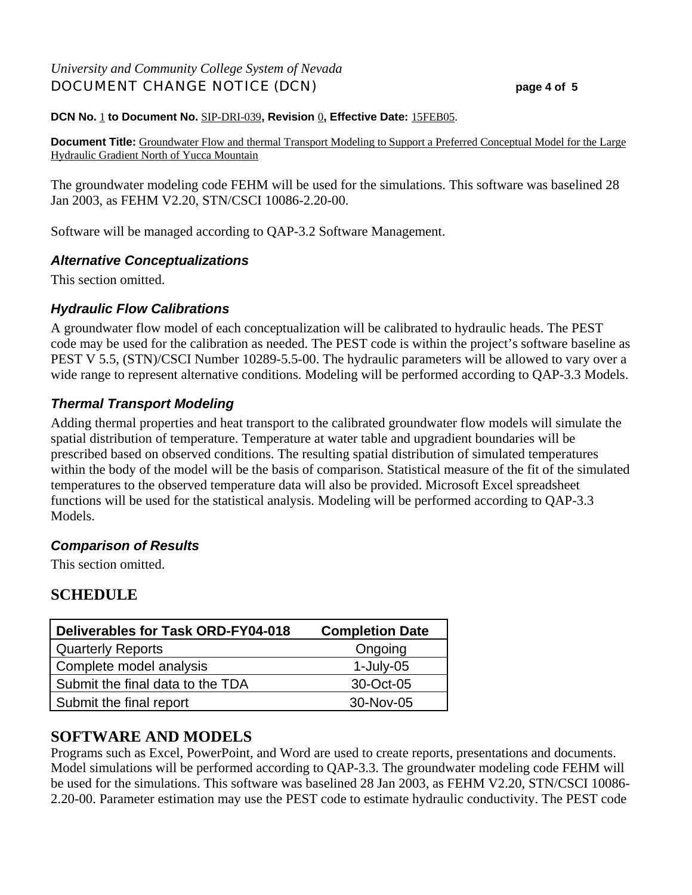DCN No. 1 to Document No. SIP-DRI-039, Revision 0, Effective Date: 15FEB05.

**Document Title:** Groundwater Flow and thermal Transport Modeling to Support a Preferred Conceptual Model for the Large Hydraulic Gradient North of Yucca Mountain

The groundwater modeling code FEHM will be used for the simulations. This software was baselined 28 Jan 2003, as FEHM V2.20, STN/CSCI 10086-2.20-00.

Software will be managed according to QAP-3.2 Software Management.

### *Alternative Conceptualizations*

This section omitted.

### *Hydraulic Flow Calibrations*

A groundwater flow model of each conceptualization will be calibrated to hydraulic heads. The PEST code may be used for the calibration as needed. The PEST code is within the project's software baseline as PEST V 5.5, (STN)/CSCI Number 10289-5.5-00. The hydraulic parameters will be allowed to vary over a wide range to represent alternative conditions. Modeling will be performed according to QAP-3.3 Models.

### *Thermal Transport Modeling*

Adding thermal properties and heat transport to the calibrated groundwater flow models will simulate the spatial distribution of temperature. Temperature at water table and upgradient boundaries will be prescribed based on observed conditions. The resulting spatial distribution of simulated temperatures within the body of the model will be the basis of comparison. Statistical measure of the fit of the simulated temperatures to the observed temperature data will also be provided. Microsoft Excel spreadsheet functions will be used for the statistical analysis. Modeling will be performed according to QAP-3.3 Models.

### *Comparison of Results*

This section omitted.

## SCHEDULE

| Deliverables for Task ORD-FY04-018 | Completion Date |
|---|---|
| Quarterly Reports | Ongoing |
| Complete model analysis | 1-July-05 |
| Submit the final data to the TDA | 30-Oct-05 |
| Submit the final report | 30-Nov-05 |

## SOFTWARE AND MODELS

Programs such as Excel, PowerPoint, and Word are used to create reports, presentations and documents. Model simulations will be performed according to QAP-3.3. The groundwater modeling code FEHM will be used for the simulations. This software was baselined 28 Jan 2003, as FEHM V2.20, STN/CSCI 10086-2.20-00. Parameter estimation may use the PEST code to estimate hydraulic conductivity. The PEST code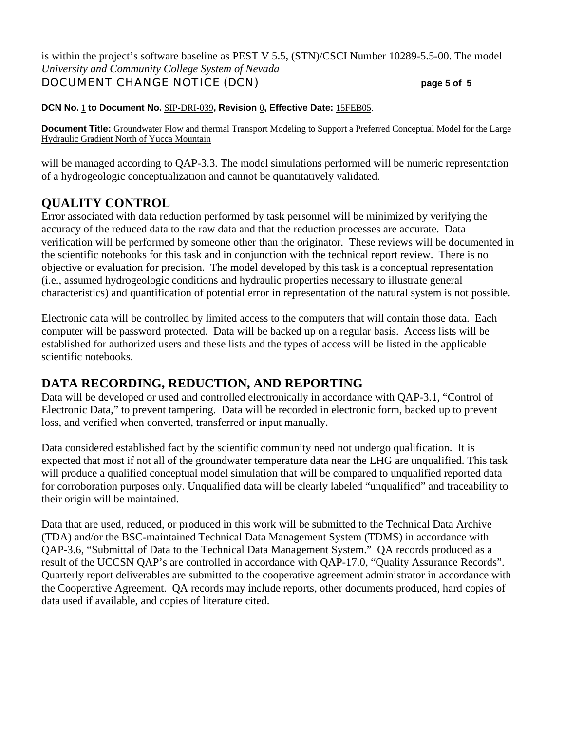is within the project's software baseline as PEST V 5.5, (STN)/CSCI Number 10289-5.5-00. The model will be managed according to QAP-3.3. The model simulations performed will be numeric representation of a hydrogeologic conceptualization and cannot be quantitatively validated.

## QUALITY CONTROL

Error associated with data reduction performed by task personnel will be minimized by verifying the accuracy of the reduced data to the raw data and that the reduction processes are accurate. Data verification will be performed by someone other than the originator. These reviews will be documented in the scientific notebooks for this task and in conjunction with the technical report review. There is no objective or evaluation for precision. The model developed by this task is a conceptual representation (i.e., assumed hydrogeologic conditions and hydraulic properties necessary to illustrate general characteristics) and quantification of potential error in representation of the natural system is not possible.

Electronic data will be controlled by limited access to the computers that will contain those data. Each computer will be password protected. Data will be backed up on a regular basis. Access lists will be established for authorized users and these lists and the types of access will be listed in the applicable scientific notebooks.

## DATA RECORDING, REDUCTION, AND REPORTING

Data will be developed or used and controlled electronically in accordance with QAP-3.1, "Control of Electronic Data," to prevent tampering. Data will be recorded in electronic form, backed up to prevent loss, and verified when converted, transferred or input manually.

Data considered established fact by the scientific community need not undergo qualification. It is expected that most if not all of the groundwater temperature data near the LHG are unqualified. This task will produce a qualified conceptual model simulation that will be compared to unqualified reported data for corroboration purposes only. Unqualified data will be clearly labeled "unqualified" and traceability to their origin will be maintained.

Data that are used, reduced, or produced in this work will be submitted to the Technical Data Archive (TDA) and/or the BSC-maintained Technical Data Management System (TDMS) in accordance with QAP-3.6, "Submittal of Data to the Technical Data Management System." QA records produced as a result of the UCCSN QAP's are controlled in accordance with QAP-17.0, "Quality Assurance Records". Quarterly report deliverables are submitted to the cooperative agreement administrator in accordance with the Cooperative Agreement. QA records may include reports, other documents produced, hard copies of data used if available, and copies of literature cited.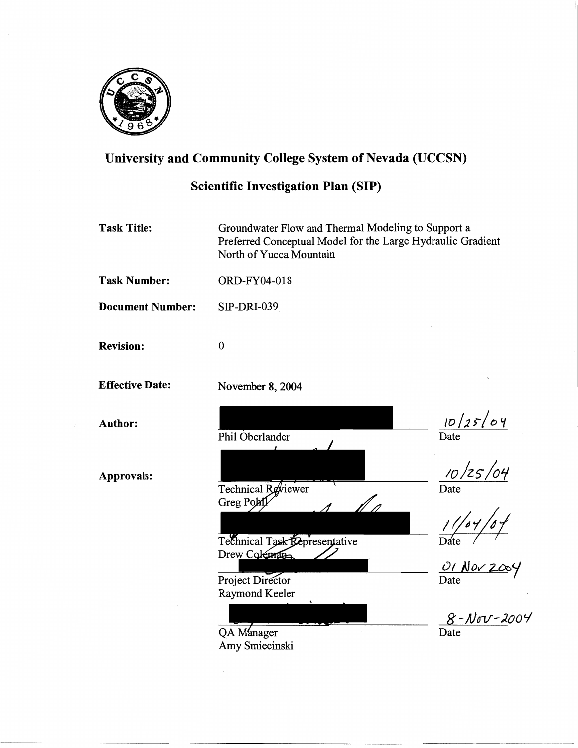# University and Community College System of Nevada (UCCSN)

## Scientific Investigation Plan (SIP)

| | |
|---|---|
| **Task Title:** | Groundwater Flow and Thermal Modeling to Support a Preferred Conceptual Model for the Large Hydraulic Gradient North of Yucca Mountain |
| **Task Number:** | ORD-FY04-018 |
| **Document Number:** | SIP-DRI-039 |
| **Revision:** | 0 |
| **Effective Date:** | November 8, 2004 |

| | | |
|---|---|---|
| **Author:** | Phil Oberlander | 10/25/04 Date |
| **Approvals:** | Technical Reviewer Greg Pohll | 10/25/04 Date |
| | Technical Task Representative Drew Coleman | 11/04/04 Date |
| | Project Director Raymond Keeler | 01 Nov 2004 Date |
| | QA Manager Amy Smiecinski | 8-Nov-2004 Date |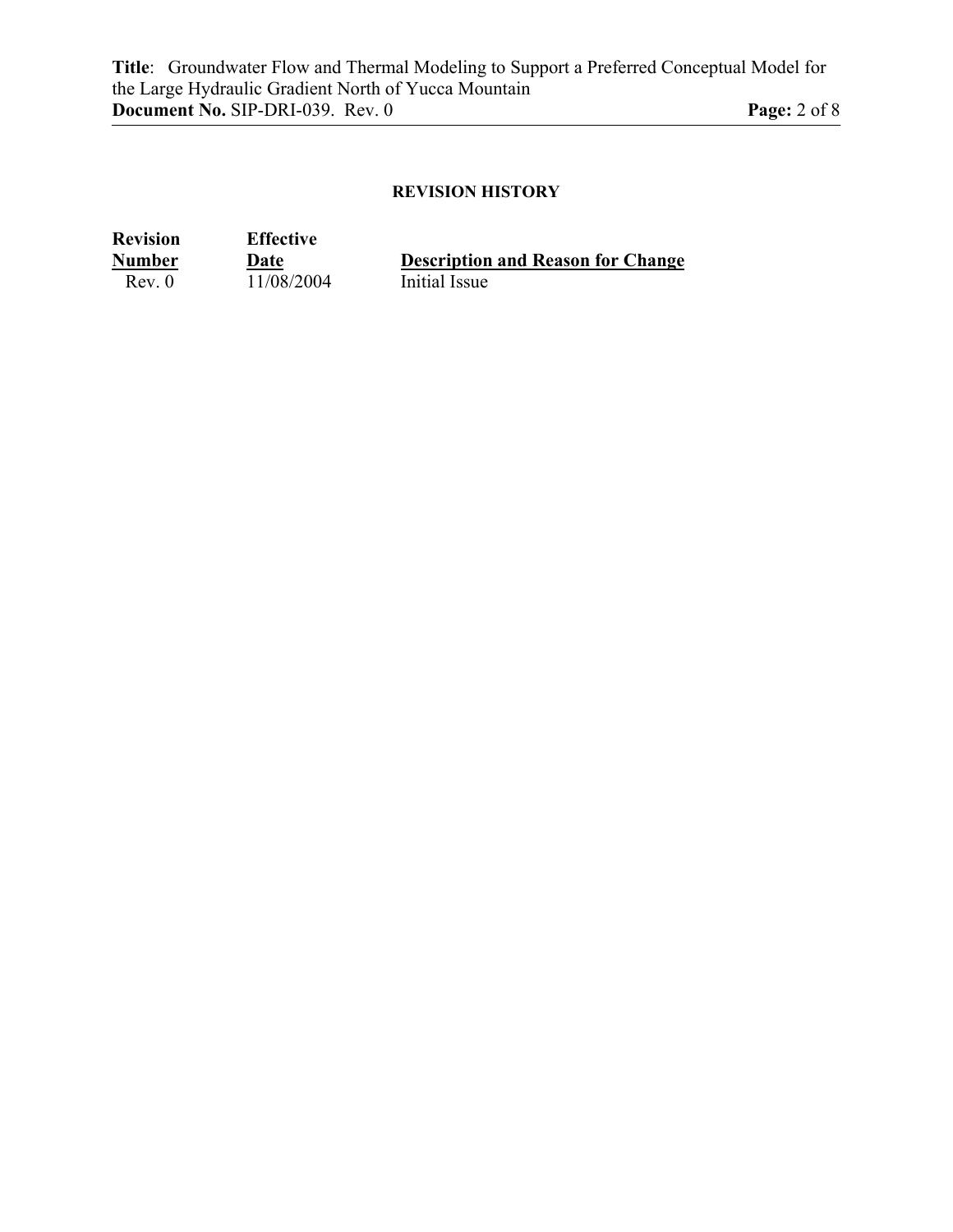## REVISION HISTORY

| Revision Number | Effective Date | Description and Reason for Change |
|---|---|---|
| Rev. 0 | 11/08/2004 | Initial Issue |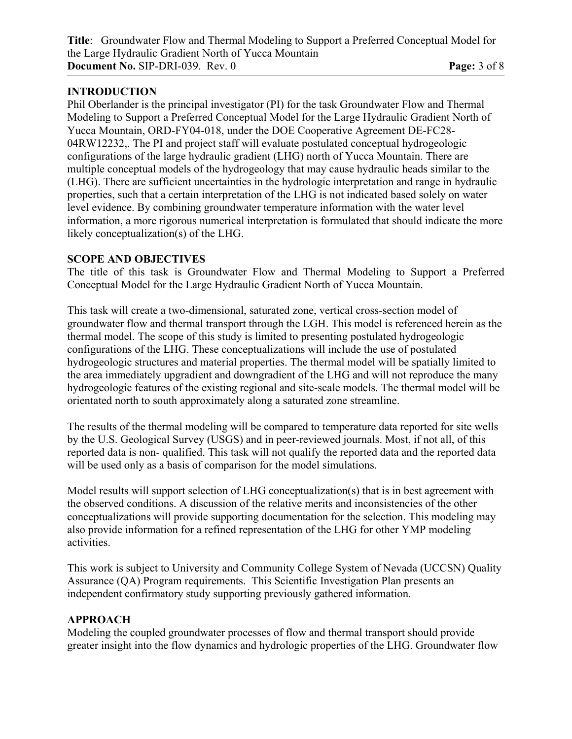## INTRODUCTION

Phil Oberlander is the principal investigator (PI) for the task Groundwater Flow and Thermal Modeling to Support a Preferred Conceptual Model for the Large Hydraulic Gradient North of Yucca Mountain, ORD-FY04-018, under the DOE Cooperative Agreement DE-FC28-04RW12232,. The PI and project staff will evaluate postulated conceptual hydrogeologic configurations of the large hydraulic gradient (LHG) north of Yucca Mountain. There are multiple conceptual models of the hydrogeology that may cause hydraulic heads similar to the (LHG). There are sufficient uncertainties in the hydrologic interpretation and range in hydraulic properties, such that a certain interpretation of the LHG is not indicated based solely on water level evidence. By combining groundwater temperature information with the water level information, a more rigorous numerical interpretation is formulated that should indicate the more likely conceptualization(s) of the LHG.

## SCOPE AND OBJECTIVES

The title of this task is Groundwater Flow and Thermal Modeling to Support a Preferred Conceptual Model for the Large Hydraulic Gradient North of Yucca Mountain.

This task will create a two-dimensional, saturated zone, vertical cross-section model of groundwater flow and thermal transport through the LGH. This model is referenced herein as the thermal model. The scope of this study is limited to presenting postulated hydrogeologic configurations of the LHG. These conceptualizations will include the use of postulated hydrogeologic structures and material properties. The thermal model will be spatially limited to the area immediately upgradient and downgradient of the LHG and will not reproduce the many hydrogeologic features of the existing regional and site-scale models. The thermal model will be orientated north to south approximately along a saturated zone streamline.

The results of the thermal modeling will be compared to temperature data reported for site wells by the U.S. Geological Survey (USGS) and in peer-reviewed journals. Most, if not all, of this reported data is non- qualified. This task will not qualify the reported data and the reported data will be used only as a basis of comparison for the model simulations.

Model results will support selection of LHG conceptualization(s) that is in best agreement with the observed conditions. A discussion of the relative merits and inconsistencies of the other conceptualizations will provide supporting documentation for the selection. This modeling may also provide information for a refined representation of the LHG for other YMP modeling activities.

This work is subject to University and Community College System of Nevada (UCCSN) Quality Assurance (QA) Program requirements. This Scientific Investigation Plan presents an independent confirmatory study supporting previously gathered information.

## APPROACH

Modeling the coupled groundwater processes of flow and thermal transport should provide greater insight into the flow dynamics and hydrologic properties of the LHG. Groundwater flow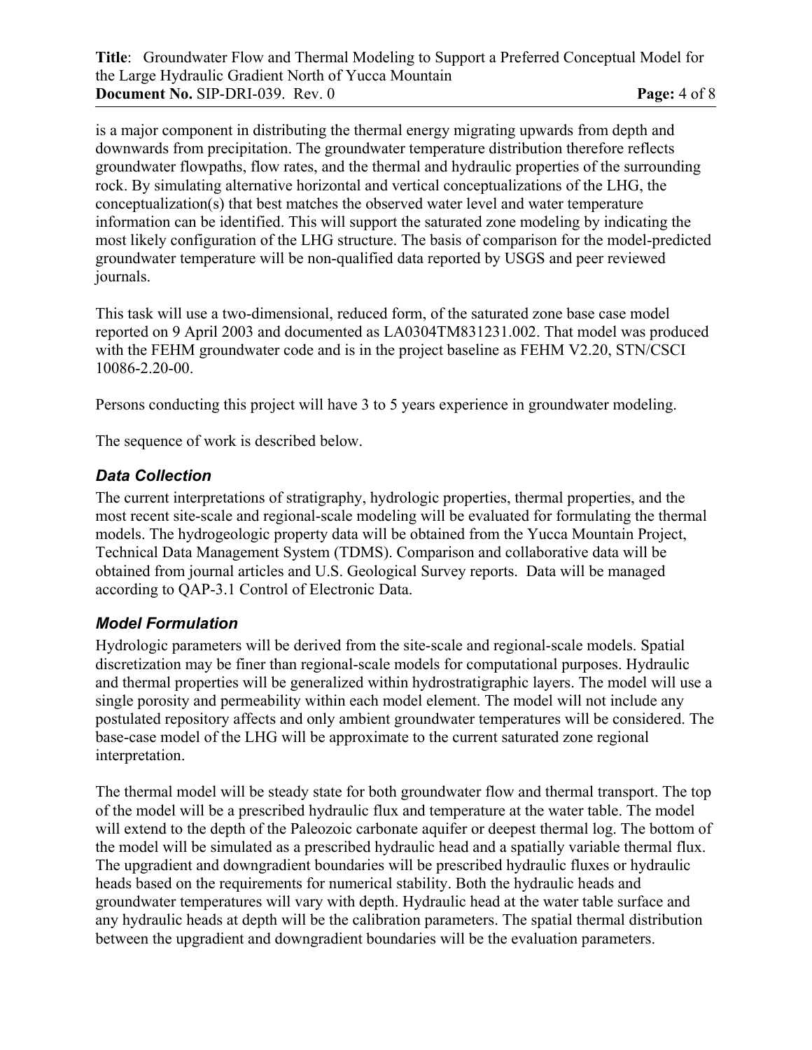is a major component in distributing the thermal energy migrating upwards from depth and downwards from precipitation. The groundwater temperature distribution therefore reflects groundwater flowpaths, flow rates, and the thermal and hydraulic properties of the surrounding rock. By simulating alternative horizontal and vertical conceptualizations of the LHG, the conceptualization(s) that best matches the observed water level and water temperature information can be identified. This will support the saturated zone modeling by indicating the most likely configuration of the LHG structure. The basis of comparison for the model-predicted groundwater temperature will be non-qualified data reported by USGS and peer reviewed journals.

This task will use a two-dimensional, reduced form, of the saturated zone base case model reported on 9 April 2003 and documented as LA0304TM831231.002. That model was produced with the FEHM groundwater code and is in the project baseline as FEHM V2.20, STN/CSCI 10086-2.20-00.

Persons conducting this project will have 3 to 5 years experience in groundwater modeling.

The sequence of work is described below.

### *Data Collection*

The current interpretations of stratigraphy, hydrologic properties, thermal properties, and the most recent site-scale and regional-scale modeling will be evaluated for formulating the thermal models. The hydrogeologic property data will be obtained from the Yucca Mountain Project, Technical Data Management System (TDMS). Comparison and collaborative data will be obtained from journal articles and U.S. Geological Survey reports. Data will be managed according to QAP-3.1 Control of Electronic Data.

### *Model Formulation*

Hydrologic parameters will be derived from the site-scale and regional-scale models. Spatial discretization may be finer than regional-scale models for computational purposes. Hydraulic and thermal properties will be generalized within hydrostratigraphic layers. The model will use a single porosity and permeability within each model element. The model will not include any postulated repository affects and only ambient groundwater temperatures will be considered. The base-case model of the LHG will be approximate to the current saturated zone regional interpretation.

The thermal model will be steady state for both groundwater flow and thermal transport. The top of the model will be a prescribed hydraulic flux and temperature at the water table. The model will extend to the depth of the Paleozoic carbonate aquifer or deepest thermal log. The bottom of the model will be simulated as a prescribed hydraulic head and a spatially variable thermal flux. The upgradient and downgradient boundaries will be prescribed hydraulic fluxes or hydraulic heads based on the requirements for numerical stability. Both the hydraulic heads and groundwater temperatures will vary with depth. Hydraulic head at the water table surface and any hydraulic heads at depth will be the calibration parameters. The spatial thermal distribution between the upgradient and downgradient boundaries will be the evaluation parameters.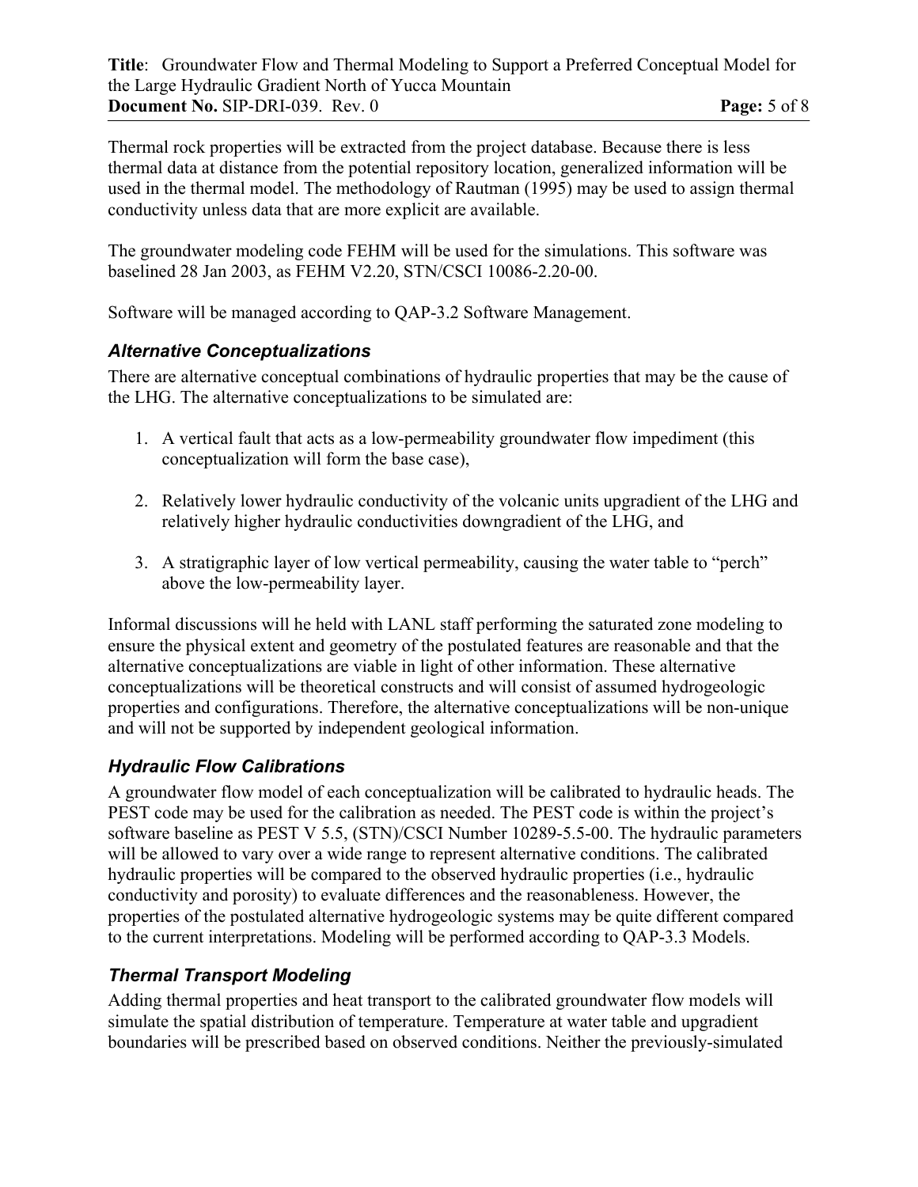Thermal rock properties will be extracted from the project database. Because there is less thermal data at distance from the potential repository location, generalized information will be used in the thermal model. The methodology of Rautman (1995) may be used to assign thermal conductivity unless data that are more explicit are available.

The groundwater modeling code FEHM will be used for the simulations. This software was baselined 28 Jan 2003, as FEHM V2.20, STN/CSCI 10086-2.20-00.

Software will be managed according to QAP-3.2 Software Management.

### *Alternative Conceptualizations*

There are alternative conceptual combinations of hydraulic properties that may be the cause of the LHG. The alternative conceptualizations to be simulated are:

1. A vertical fault that acts as a low-permeability groundwater flow impediment (this conceptualization will form the base case),

2. Relatively lower hydraulic conductivity of the volcanic units upgradient of the LHG and relatively higher hydraulic conductivities downgradient of the LHG, and

3. A stratigraphic layer of low vertical permeability, causing the water table to "perch" above the low-permeability layer.

Informal discussions will he held with LANL staff performing the saturated zone modeling to ensure the physical extent and geometry of the postulated features are reasonable and that the alternative conceptualizations are viable in light of other information. These alternative conceptualizations will be theoretical constructs and will consist of assumed hydrogeologic properties and configurations. Therefore, the alternative conceptualizations will be non-unique and will not be supported by independent geological information.

### *Hydraulic Flow Calibrations*

A groundwater flow model of each conceptualization will be calibrated to hydraulic heads. The PEST code may be used for the calibration as needed. The PEST code is within the project's software baseline as PEST V 5.5, (STN)/CSCI Number 10289-5.5-00. The hydraulic parameters will be allowed to vary over a wide range to represent alternative conditions. The calibrated hydraulic properties will be compared to the observed hydraulic properties (i.e., hydraulic conductivity and porosity) to evaluate differences and the reasonableness. However, the properties of the postulated alternative hydrogeologic systems may be quite different compared to the current interpretations. Modeling will be performed according to QAP-3.3 Models.

### *Thermal Transport Modeling*

Adding thermal properties and heat transport to the calibrated groundwater flow models will simulate the spatial distribution of temperature. Temperature at water table and upgradient boundaries will be prescribed based on observed conditions. Neither the previously-simulated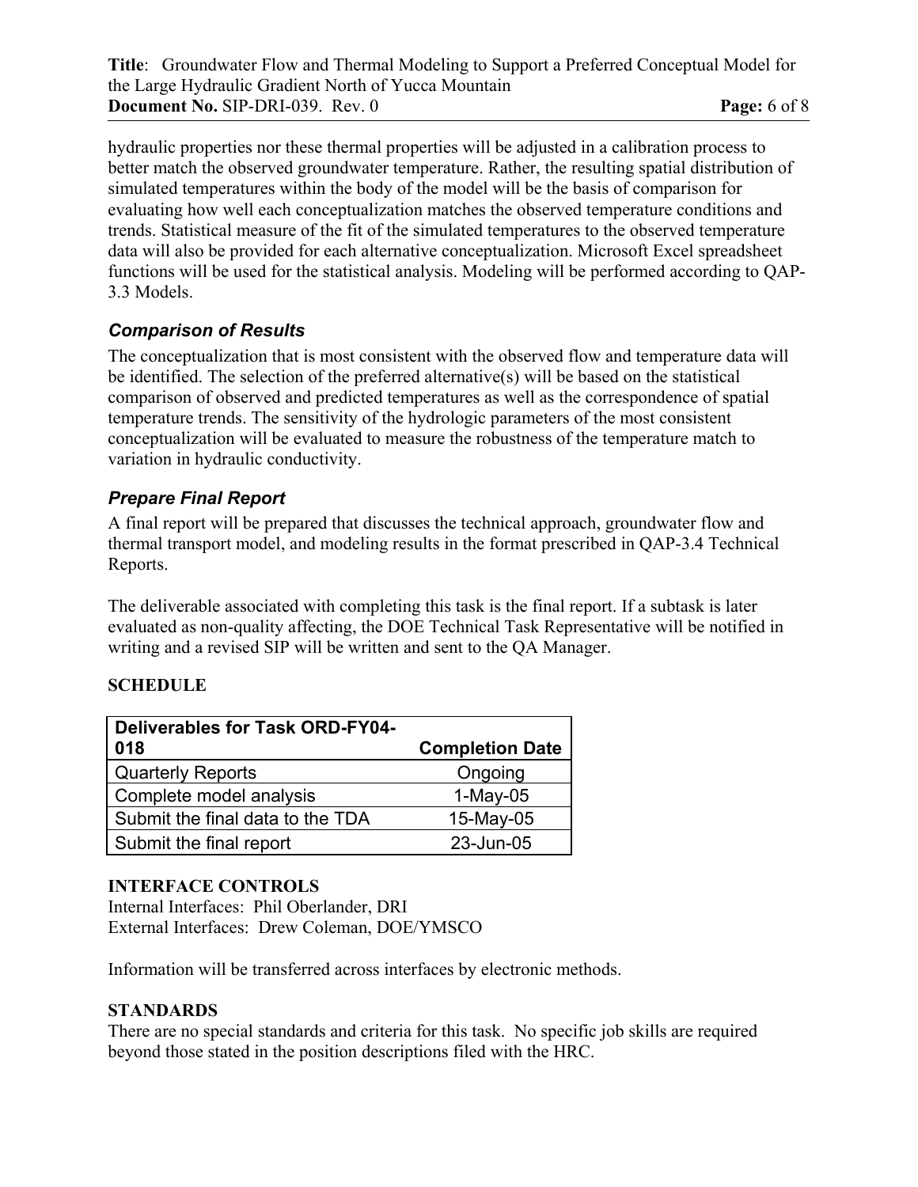hydraulic properties nor these thermal properties will be adjusted in a calibration process to better match the observed groundwater temperature. Rather, the resulting spatial distribution of simulated temperatures within the body of the model will be the basis of comparison for evaluating how well each conceptualization matches the observed temperature conditions and trends. Statistical measure of the fit of the simulated temperatures to the observed temperature data will also be provided for each alternative conceptualization. Microsoft Excel spreadsheet functions will be used for the statistical analysis. Modeling will be performed according to QAP-3.3 Models.

### *Comparison of Results*

The conceptualization that is most consistent with the observed flow and temperature data will be identified. The selection of the preferred alternative(s) will be based on the statistical comparison of observed and predicted temperatures as well as the correspondence of spatial temperature trends. The sensitivity of the hydrologic parameters of the most consistent conceptualization will be evaluated to measure the robustness of the temperature match to variation in hydraulic conductivity.

### *Prepare Final Report*

A final report will be prepared that discusses the technical approach, groundwater flow and thermal transport model, and modeling results in the format prescribed in QAP-3.4 Technical Reports.

The deliverable associated with completing this task is the final report. If a subtask is later evaluated as non-quality affecting, the DOE Technical Task Representative will be notified in writing and a revised SIP will be written and sent to the QA Manager.

## SCHEDULE

| Deliverables for Task ORD-FY04-018 | Completion Date |
|---|---|
| Quarterly Reports | Ongoing |
| Complete model analysis | 1-May-05 |
| Submit the final data to the TDA | 15-May-05 |
| Submit the final report | 23-Jun-05 |

## INTERFACE CONTROLS

Internal Interfaces: Phil Oberlander, DRI
External Interfaces: Drew Coleman, DOE/YMSCO

Information will be transferred across interfaces by electronic methods.

## STANDARDS

There are no special standards and criteria for this task. No specific job skills are required beyond those stated in the position descriptions filed with the HRC.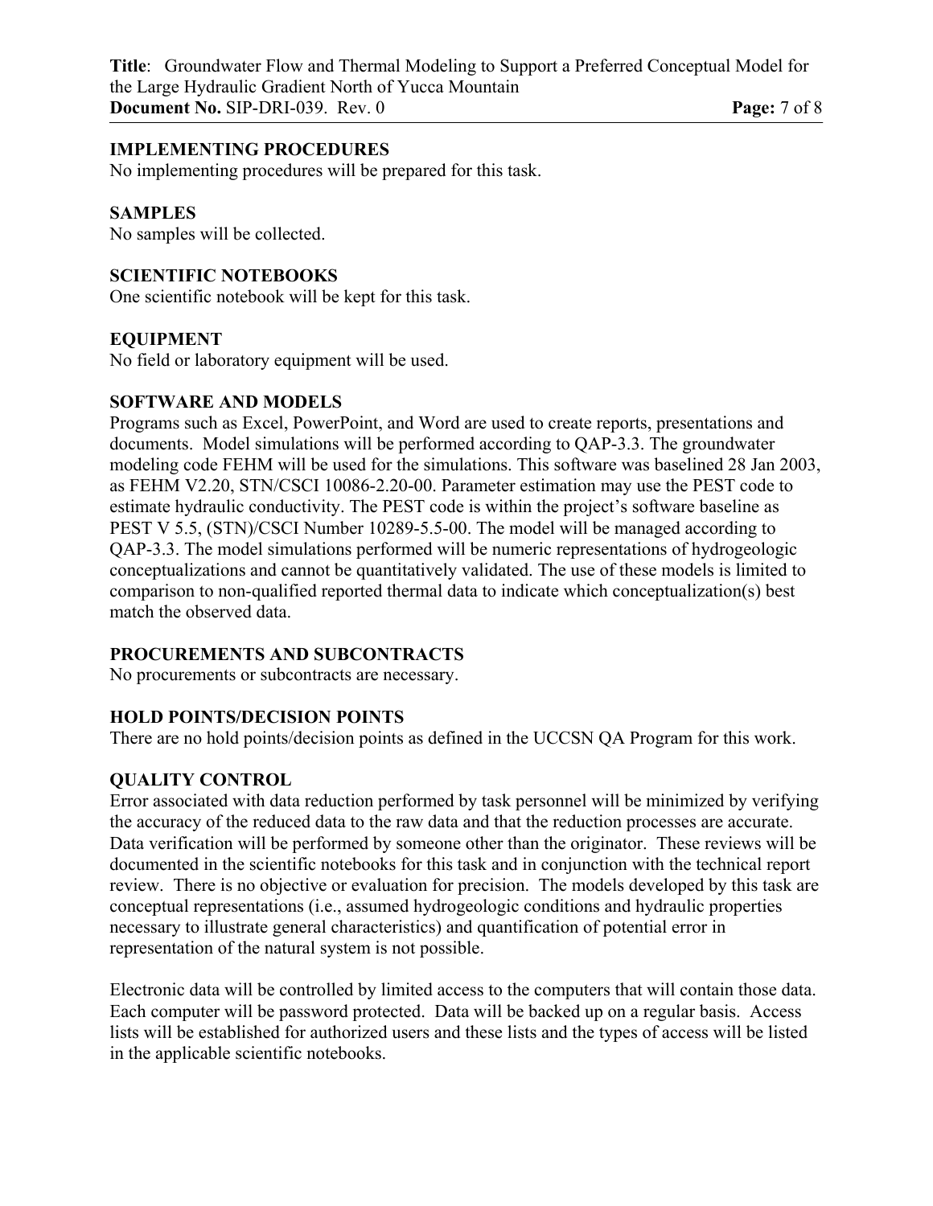**IMPLEMENTING PROCEDURES**

No implementing procedures will be prepared for this task.

**SAMPLES**

No samples will be collected.

**SCIENTIFIC NOTEBOOKS**

One scientific notebook will be kept for this task.

**EQUIPMENT**

No field or laboratory equipment will be used.

**SOFTWARE AND MODELS**

Programs such as Excel, PowerPoint, and Word are used to create reports, presentations and documents. Model simulations will be performed according to QAP-3.3. The groundwater modeling code FEHM will be used for the simulations. This software was baselined 28 Jan 2003, as FEHM V2.20, STN/CSCI 10086-2.20-00. Parameter estimation may use the PEST code to estimate hydraulic conductivity. The PEST code is within the project's software baseline as PEST V 5.5, (STN)/CSCI Number 10289-5.5-00. The model will be managed according to QAP-3.3. The model simulations performed will be numeric representations of hydrogeologic conceptualizations and cannot be quantitatively validated. The use of these models is limited to comparison to non-qualified reported thermal data to indicate which conceptualization(s) best match the observed data.

**PROCUREMENTS AND SUBCONTRACTS**

No procurements or subcontracts are necessary.

**HOLD POINTS/DECISION POINTS**

There are no hold points/decision points as defined in the UCCSN QA Program for this work.

**QUALITY CONTROL**

Error associated with data reduction performed by task personnel will be minimized by verifying the accuracy of the reduced data to the raw data and that the reduction processes are accurate. Data verification will be performed by someone other than the originator. These reviews will be documented in the scientific notebooks for this task and in conjunction with the technical report review. There is no objective or evaluation for precision. The models developed by this task are conceptual representations (i.e., assumed hydrogeologic conditions and hydraulic properties necessary to illustrate general characteristics) and quantification of potential error in representation of the natural system is not possible.

Electronic data will be controlled by limited access to the computers that will contain those data. Each computer will be password protected. Data will be backed up on a regular basis. Access lists will be established for authorized users and these lists and the types of access will be listed in the applicable scientific notebooks.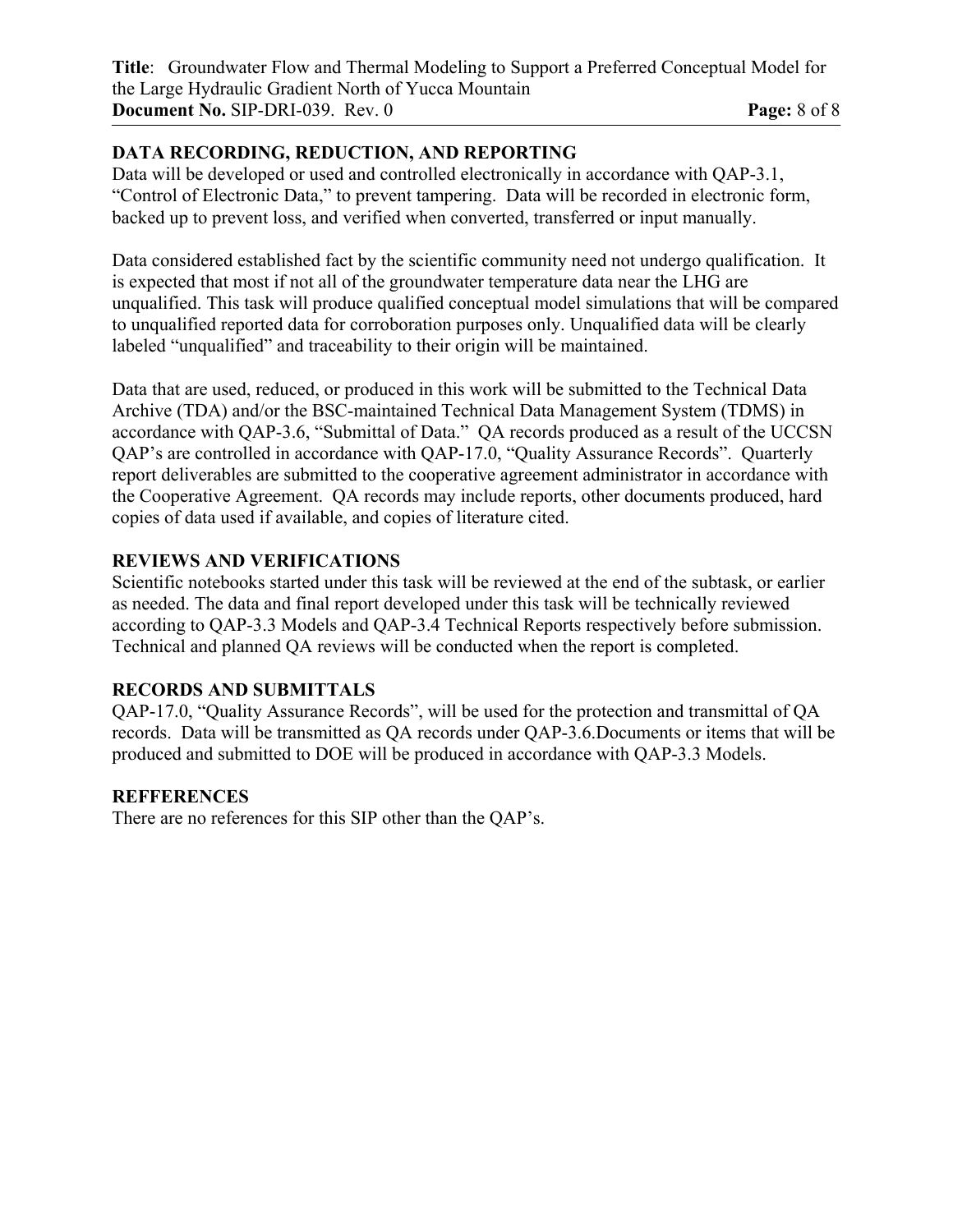## DATA RECORDING, REDUCTION, AND REPORTING

Data will be developed or used and controlled electronically in accordance with QAP-3.1, "Control of Electronic Data," to prevent tampering. Data will be recorded in electronic form, backed up to prevent loss, and verified when converted, transferred or input manually.

Data considered established fact by the scientific community need not undergo qualification. It is expected that most if not all of the groundwater temperature data near the LHG are unqualified. This task will produce qualified conceptual model simulations that will be compared to unqualified reported data for corroboration purposes only. Unqualified data will be clearly labeled "unqualified" and traceability to their origin will be maintained.

Data that are used, reduced, or produced in this work will be submitted to the Technical Data Archive (TDA) and/or the BSC-maintained Technical Data Management System (TDMS) in accordance with QAP-3.6, "Submittal of Data." QA records produced as a result of the UCCSN QAP's are controlled in accordance with QAP-17.0, "Quality Assurance Records". Quarterly report deliverables are submitted to the cooperative agreement administrator in accordance with the Cooperative Agreement. QA records may include reports, other documents produced, hard copies of data used if available, and copies of literature cited.

## REVIEWS AND VERIFICATIONS

Scientific notebooks started under this task will be reviewed at the end of the subtask, or earlier as needed. The data and final report developed under this task will be technically reviewed according to QAP-3.3 Models and QAP-3.4 Technical Reports respectively before submission. Technical and planned QA reviews will be conducted when the report is completed.

## RECORDS AND SUBMITTALS

QAP-17.0, "Quality Assurance Records", will be used for the protection and transmittal of QA records. Data will be transmitted as QA records under QAP-3.6.Documents or items that will be produced and submitted to DOE will be produced in accordance with QAP-3.3 Models.

## REFFERENCES

There are no references for this SIP other than the QAP's.